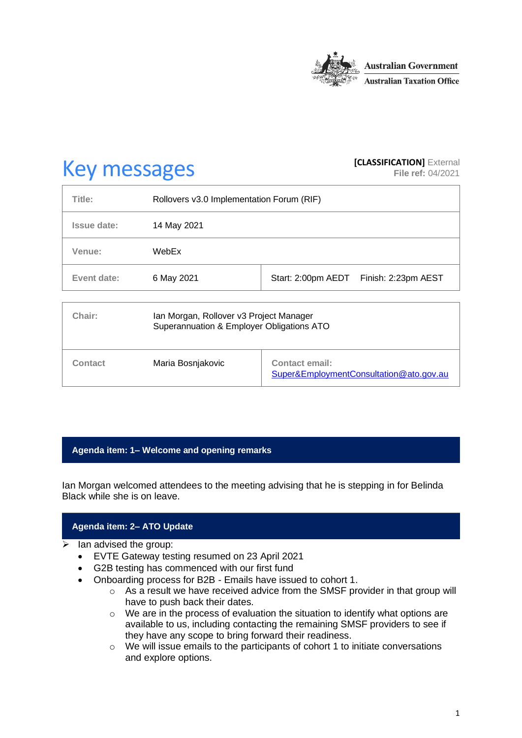Australian Government
Australian Taxation Office

# Key messages

**[CLASSIFICATION]** External
**File ref:** 04/2021

| | | | |
|---|---|---|---|
| **Title:** | Rollovers v3.0 Implementation Forum (RIF) | | |
| **Issue date:** | 14 May 2021 | | |
| **Venue:** | WebEx | | |
| **Event date:** | 6 May 2021 | Start: 2:00pm AEDT | Finish: 2:23pm AEST |

| | | |
|---|---|---|
| **Chair:** | Ian Morgan, Rollover v3 Project Manager<br>Superannuation & Employer Obligations ATO | |
| **Contact** | Maria Bosnjakovic | **Contact email:**<br>Super&EmploymentConsultation@ato.gov.au |

## Agenda item: 1– Welcome and opening remarks

Ian Morgan welcomed attendees to the meeting advising that he is stepping in for Belinda Black while she is on leave.

## Agenda item: 2– ATO Update

- Ian advised the group:
  - EVTE Gateway testing resumed on 23 April 2021
  - G2B testing has commenced with our first fund
  - Onboarding process for B2B - Emails have issued to cohort 1.
    - As a result we have received advice from the SMSF provider in that group will have to push back their dates.
    - We are in the process of evaluation the situation to identify what options are available to us, including contacting the remaining SMSF providers to see if they have any scope to bring forward their readiness.
    - We will issue emails to the participants of cohort 1 to initiate conversations and explore options.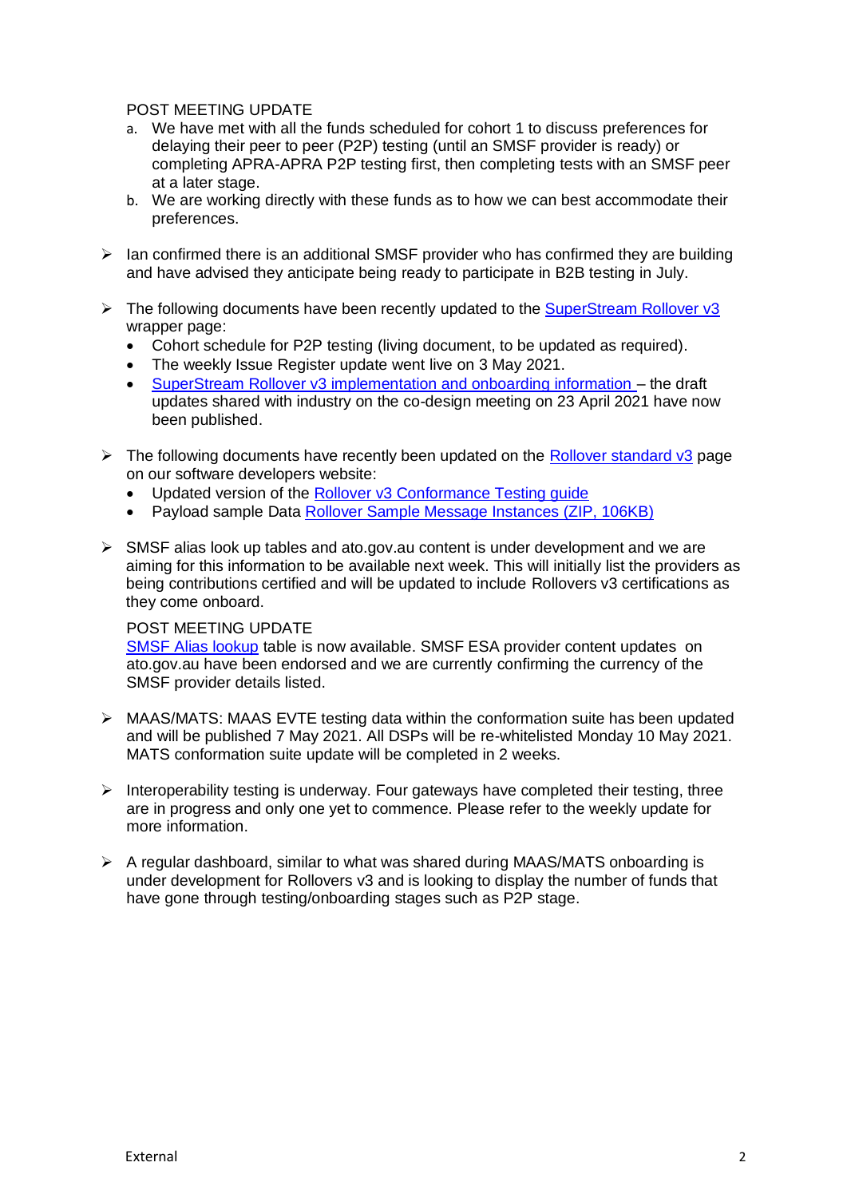POST MEETING UPDATE

a. We have met with all the funds scheduled for cohort 1 to discuss preferences for delaying their peer to peer (P2P) testing (until an SMSF provider is ready) or completing APRA-APRA P2P testing first, then completing tests with an SMSF peer at a later stage.
b. We are working directly with these funds as to how we can best accommodate their preferences.

- Ian confirmed there is an additional SMSF provider who has confirmed they are building and have advised they anticipate being ready to participate in B2B testing in July.

- The following documents have been recently updated to the SuperStream Rollover v3 wrapper page:
  - Cohort schedule for P2P testing (living document, to be updated as required).
  - The weekly Issue Register update went live on 3 May 2021.
  - SuperStream Rollover v3 implementation and onboarding information – the draft updates shared with industry on the co-design meeting on 23 April 2021 have now been published.

- The following documents have recently been updated on the Rollover standard v3 page on our software developers website:
  - Updated version of the Rollover v3 Conformance Testing guide
  - Payload sample Data Rollover Sample Message Instances (ZIP, 106KB)

- SMSF alias look up tables and ato.gov.au content is under development and we are aiming for this information to be available next week. This will initially list the providers as being contributions certified and will be updated to include Rollovers v3 certifications as they come onboard.

  POST MEETING UPDATE
  SMSF Alias lookup table is now available. SMSF ESA provider content updates on ato.gov.au have been endorsed and we are currently confirming the currency of the SMSF provider details listed.

- MAAS/MATS: MAAS EVTE testing data within the conformation suite has been updated and will be published 7 May 2021. All DSPs will be re-whitelisted Monday 10 May 2021. MATS conformation suite update will be completed in 2 weeks.

- Interoperability testing is underway. Four gateways have completed their testing, three are in progress and only one yet to commence. Please refer to the weekly update for more information.

- A regular dashboard, similar to what was shared during MAAS/MATS onboarding is under development for Rollovers v3 and is looking to display the number of funds that have gone through testing/onboarding stages such as P2P stage.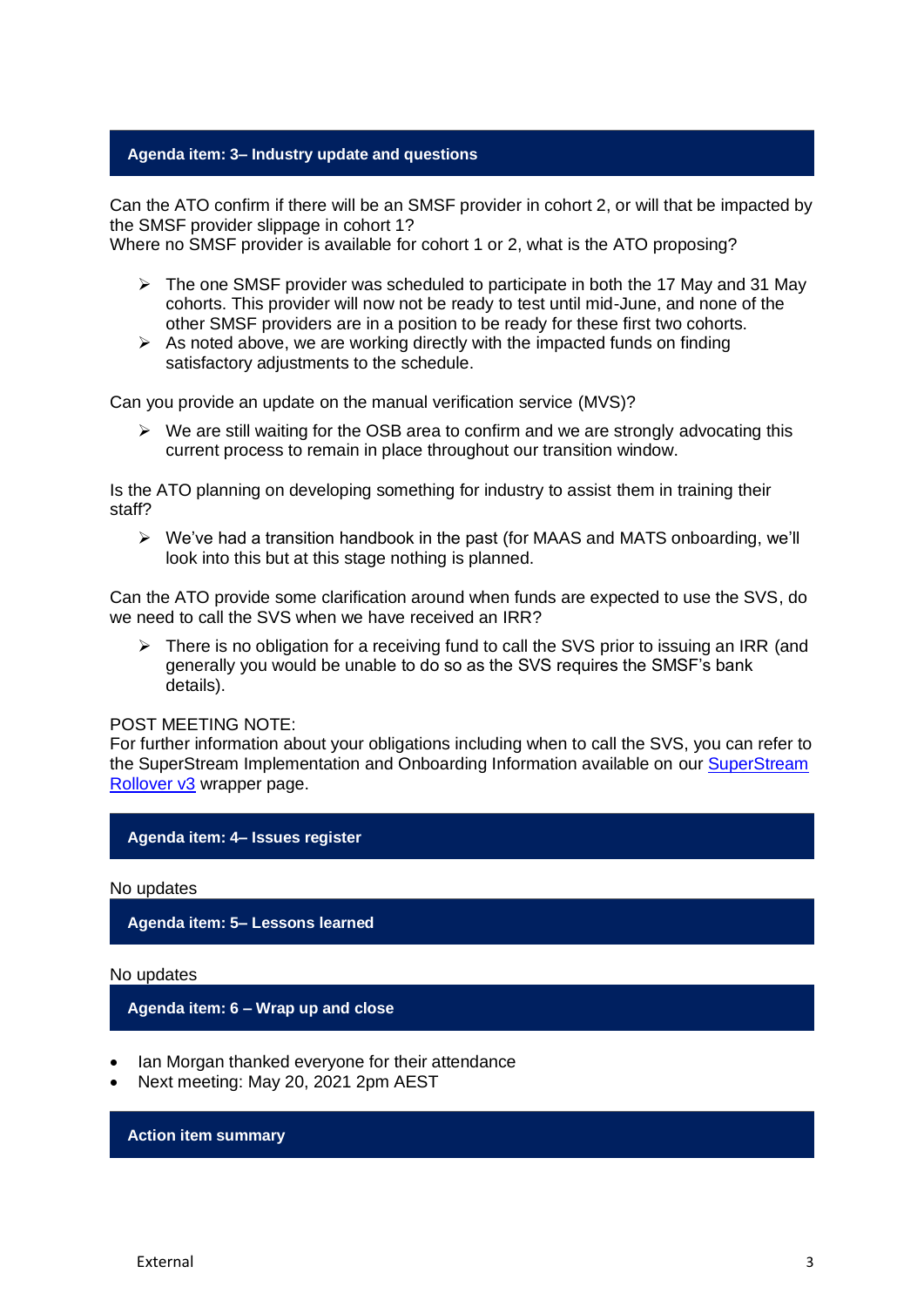## Agenda item: 3– Industry update and questions

Can the ATO confirm if there will be an SMSF provider in cohort 2, or will that be impacted by the SMSF provider slippage in cohort 1?
Where no SMSF provider is available for cohort 1 or 2, what is the ATO proposing?

- The one SMSF provider was scheduled to participate in both the 17 May and 31 May cohorts. This provider will now not be ready to test until mid-June, and none of the other SMSF providers are in a position to be ready for these first two cohorts.
- As noted above, we are working directly with the impacted funds on finding satisfactory adjustments to the schedule.

Can you provide an update on the manual verification service (MVS)?

- We are still waiting for the OSB area to confirm and we are strongly advocating this current process to remain in place throughout our transition window.

Is the ATO planning on developing something for industry to assist them in training their staff?

- We've had a transition handbook in the past (for MAAS and MATS onboarding, we'll look into this but at this stage nothing is planned.

Can the ATO provide some clarification around when funds are expected to use the SVS, do we need to call the SVS when we have received an IRR?

- There is no obligation for a receiving fund to call the SVS prior to issuing an IRR (and generally you would be unable to do so as the SVS requires the SMSF's bank details).

POST MEETING NOTE:
For further information about your obligations including when to call the SVS, you can refer to the SuperStream Implementation and Onboarding Information available on our [SuperStream Rollover v3]() wrapper page.

## Agenda item: 4– Issues register

No updates

## Agenda item: 5– Lessons learned

No updates

## Agenda item: 6 – Wrap up and close

- Ian Morgan thanked everyone for their attendance
- Next meeting: May 20, 2021 2pm AEST

## Action item summary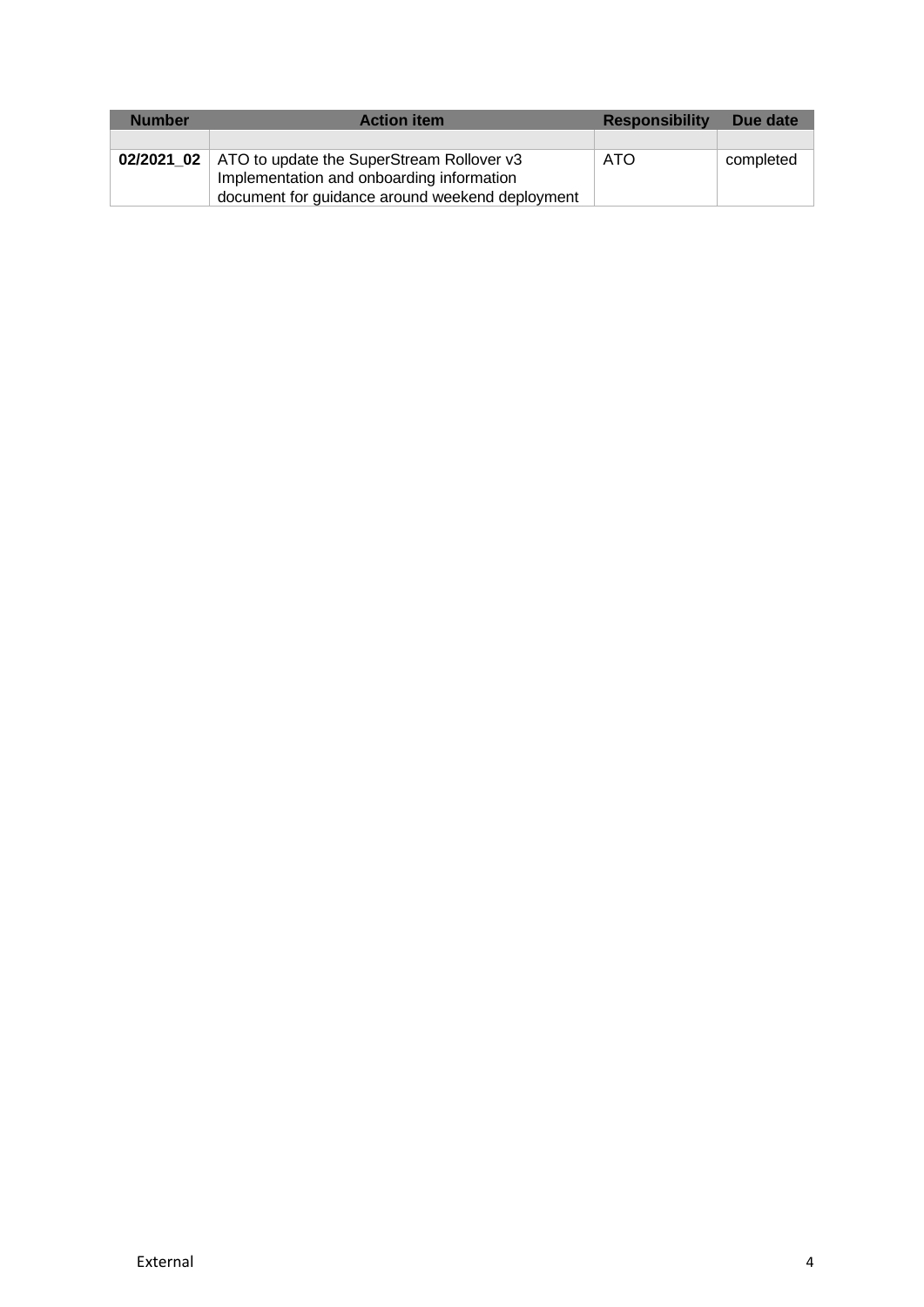| Number | Action item | Responsibility | Due date |
|---|---|---|---|
| | | | |
| **02/2021_02** | ATO to update the SuperStream Rollover v3 Implementation and onboarding information document for guidance around weekend deployment | ATO | completed |